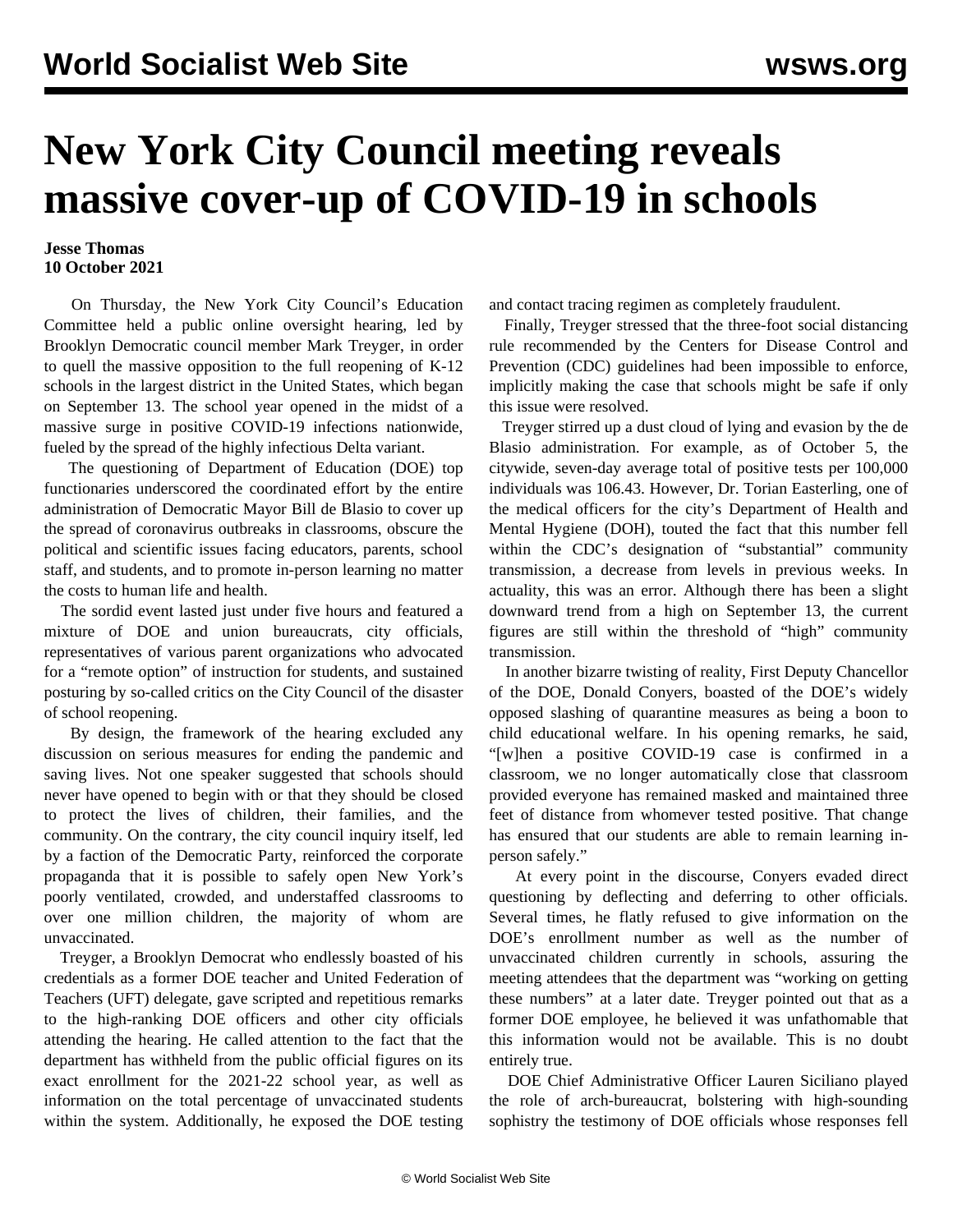# New York City Council meeting reveals massive cover-up of COVID-19 in schools

**Jesse Thomas**
**10 October 2021**

On Thursday, the New York City Council's Education Committee held a public online oversight hearing, led by Brooklyn Democratic council member Mark Treyger, in order to quell the massive opposition to the full reopening of K-12 schools in the largest district in the United States, which began on September 13. The school year opened in the midst of a massive surge in positive COVID-19 infections nationwide, fueled by the spread of the highly infectious Delta variant.

The questioning of Department of Education (DOE) top functionaries underscored the coordinated effort by the entire administration of Democratic Mayor Bill de Blasio to cover up the spread of coronavirus outbreaks in classrooms, obscure the political and scientific issues facing educators, parents, school staff, and students, and to promote in-person learning no matter the costs to human life and health.

The sordid event lasted just under five hours and featured a mixture of DOE and union bureaucrats, city officials, representatives of various parent organizations who advocated for a "remote option" of instruction for students, and sustained posturing by so-called critics on the City Council of the disaster of school reopening.

By design, the framework of the hearing excluded any discussion on serious measures for ending the pandemic and saving lives. Not one speaker suggested that schools should never have opened to begin with or that they should be closed to protect the lives of children, their families, and the community. On the contrary, the city council inquiry itself, led by a faction of the Democratic Party, reinforced the corporate propaganda that it is possible to safely open New York's poorly ventilated, crowded, and understaffed classrooms to over one million children, the majority of whom are unvaccinated.

Treyger, a Brooklyn Democrat who endlessly boasted of his credentials as a former DOE teacher and United Federation of Teachers (UFT) delegate, gave scripted and repetitious remarks to the high-ranking DOE officers and other city officials attending the hearing. He called attention to the fact that the department has withheld from the public official figures on its exact enrollment for the 2021-22 school year, as well as information on the total percentage of unvaccinated students within the system. Additionally, he exposed the DOE testing and contact tracing regimen as completely fraudulent.

Finally, Treyger stressed that the three-foot social distancing rule recommended by the Centers for Disease Control and Prevention (CDC) guidelines had been impossible to enforce, implicitly making the case that schools might be safe if only this issue were resolved.

Treyger stirred up a dust cloud of lying and evasion by the de Blasio administration. For example, as of October 5, the citywide, seven-day average total of positive tests per 100,000 individuals was 106.43. However, Dr. Torian Easterling, one of the medical officers for the city's Department of Health and Mental Hygiene (DOH), touted the fact that this number fell within the CDC's designation of "substantial" community transmission, a decrease from levels in previous weeks. In actuality, this was an error. Although there has been a slight downward trend from a high on September 13, the current figures are still within the threshold of "high" community transmission.

In another bizarre twisting of reality, First Deputy Chancellor of the DOE, Donald Conyers, boasted of the DOE's widely opposed slashing of quarantine measures as being a boon to child educational welfare. In his opening remarks, he said, "[w]hen a positive COVID-19 case is confirmed in a classroom, we no longer automatically close that classroom provided everyone has remained masked and maintained three feet of distance from whomever tested positive. That change has ensured that our students are able to remain learning in-person safely."

At every point in the discourse, Conyers evaded direct questioning by deflecting and deferring to other officials. Several times, he flatly refused to give information on the DOE's enrollment number as well as the number of unvaccinated children currently in schools, assuring the meeting attendees that the department was "working on getting these numbers" at a later date. Treyger pointed out that as a former DOE employee, he believed it was unfathomable that this information would not be available. This is no doubt entirely true.

DOE Chief Administrative Officer Lauren Siciliano played the role of arch-bureaucrat, bolstering with high-sounding sophistry the testimony of DOE officials whose responses fell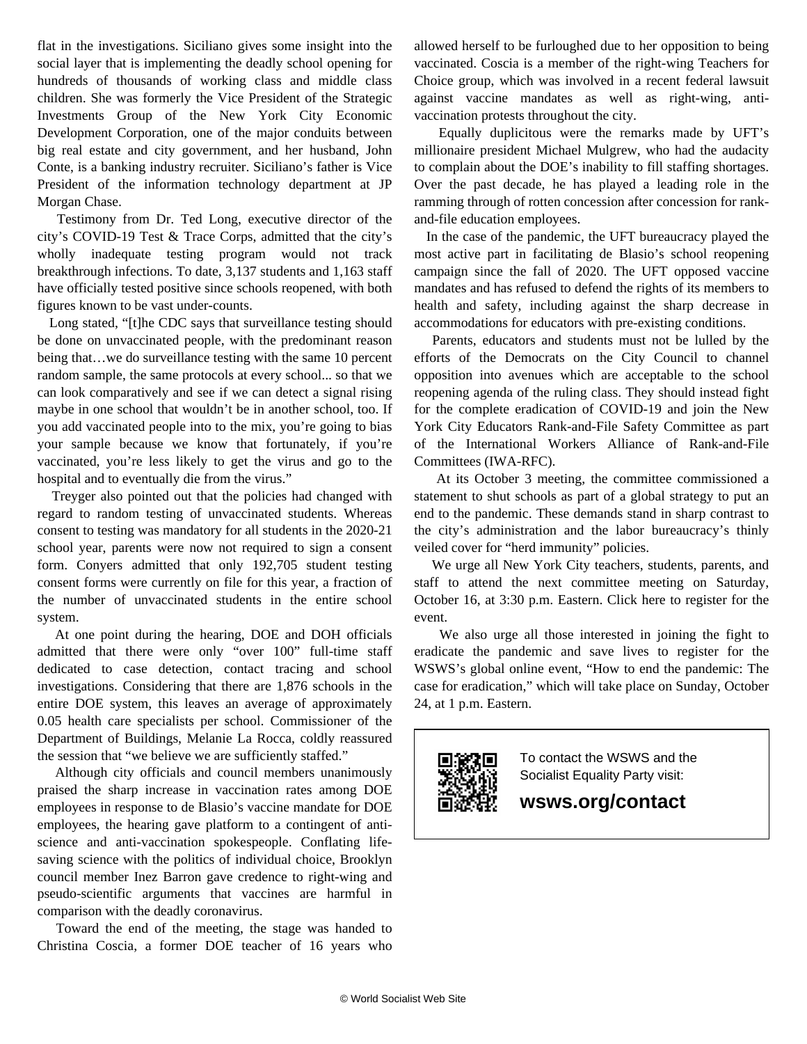flat in the investigations. Siciliano gives some insight into the social layer that is implementing the deadly school opening for hundreds of thousands of working class and middle class children. She was formerly the Vice President of the Strategic Investments Group of the New York City Economic Development Corporation, one of the major conduits between big real estate and city government, and her husband, John Conte, is a banking industry recruiter. Siciliano's father is Vice President of the information technology department at JP Morgan Chase.

Testimony from Dr. Ted Long, executive director of the city's COVID-19 Test & Trace Corps, admitted that the city's wholly inadequate testing program would not track breakthrough infections. To date, 3,137 students and 1,163 staff have officially tested positive since schools reopened, with both figures known to be vast under-counts.

Long stated, "[t]he CDC says that surveillance testing should be done on unvaccinated people, with the predominant reason being that…we do surveillance testing with the same 10 percent random sample, the same protocols at every school... so that we can look comparatively and see if we can detect a signal rising maybe in one school that wouldn't be in another school, too. If you add vaccinated people into to the mix, you're going to bias your sample because we know that fortunately, if you're vaccinated, you're less likely to get the virus and go to the hospital and to eventually die from the virus."

Treyger also pointed out that the policies had changed with regard to random testing of unvaccinated students. Whereas consent to testing was mandatory for all students in the 2020-21 school year, parents were now not required to sign a consent form. Conyers admitted that only 192,705 student testing consent forms were currently on file for this year, a fraction of the number of unvaccinated students in the entire school system.

At one point during the hearing, DOE and DOH officials admitted that there were only "over 100" full-time staff dedicated to case detection, contact tracing and school investigations. Considering that there are 1,876 schools in the entire DOE system, this leaves an average of approximately 0.05 health care specialists per school. Commissioner of the Department of Buildings, Melanie La Rocca, coldly reassured the session that "we believe we are sufficiently staffed."

Although city officials and council members unanimously praised the sharp increase in vaccination rates among DOE employees in response to de Blasio's vaccine mandate for DOE employees, the hearing gave platform to a contingent of anti-science and anti-vaccination spokespeople. Conflating life-saving science with the politics of individual choice, Brooklyn council member Inez Barron gave credence to right-wing and pseudo-scientific arguments that vaccines are harmful in comparison with the deadly coronavirus.

Toward the end of the meeting, the stage was handed to Christina Coscia, a former DOE teacher of 16 years who allowed herself to be furloughed due to her opposition to being vaccinated. Coscia is a member of the right-wing Teachers for Choice group, which was involved in a recent federal lawsuit against vaccine mandates as well as right-wing, anti-vaccination protests throughout the city.

Equally duplicitous were the remarks made by UFT's millionaire president Michael Mulgrew, who had the audacity to complain about the DOE's inability to fill staffing shortages. Over the past decade, he has played a leading role in the ramming through of rotten concession after concession for rank-and-file education employees.

In the case of the pandemic, the UFT bureaucracy played the most active part in facilitating de Blasio's school reopening campaign since the fall of 2020. The UFT opposed vaccine mandates and has refused to defend the rights of its members to health and safety, including against the sharp decrease in accommodations for educators with pre-existing conditions.

Parents, educators and students must not be lulled by the efforts of the Democrats on the City Council to channel opposition into avenues which are acceptable to the school reopening agenda of the ruling class. They should instead fight for the complete eradication of COVID-19 and join the New York City Educators Rank-and-File Safety Committee as part of the International Workers Alliance of Rank-and-File Committees (IWA-RFC).

At its October 3 meeting, the committee commissioned a statement to shut schools as part of a global strategy to put an end to the pandemic. These demands stand in sharp contrast to the city's administration and the labor bureaucracy's thinly veiled cover for "herd immunity" policies.

We urge all New York City teachers, students, parents, and staff to attend the next committee meeting on Saturday, October 16, at 3:30 p.m. Eastern. Click here to register for the event.

We also urge all those interested in joining the fight to eradicate the pandemic and save lives to register for the WSWS's global online event, "How to end the pandemic: The case for eradication," which will take place on Sunday, October 24, at 1 p.m. Eastern.

To contact the WSWS and the Socialist Equality Party visit:

**wsws.org/contact**